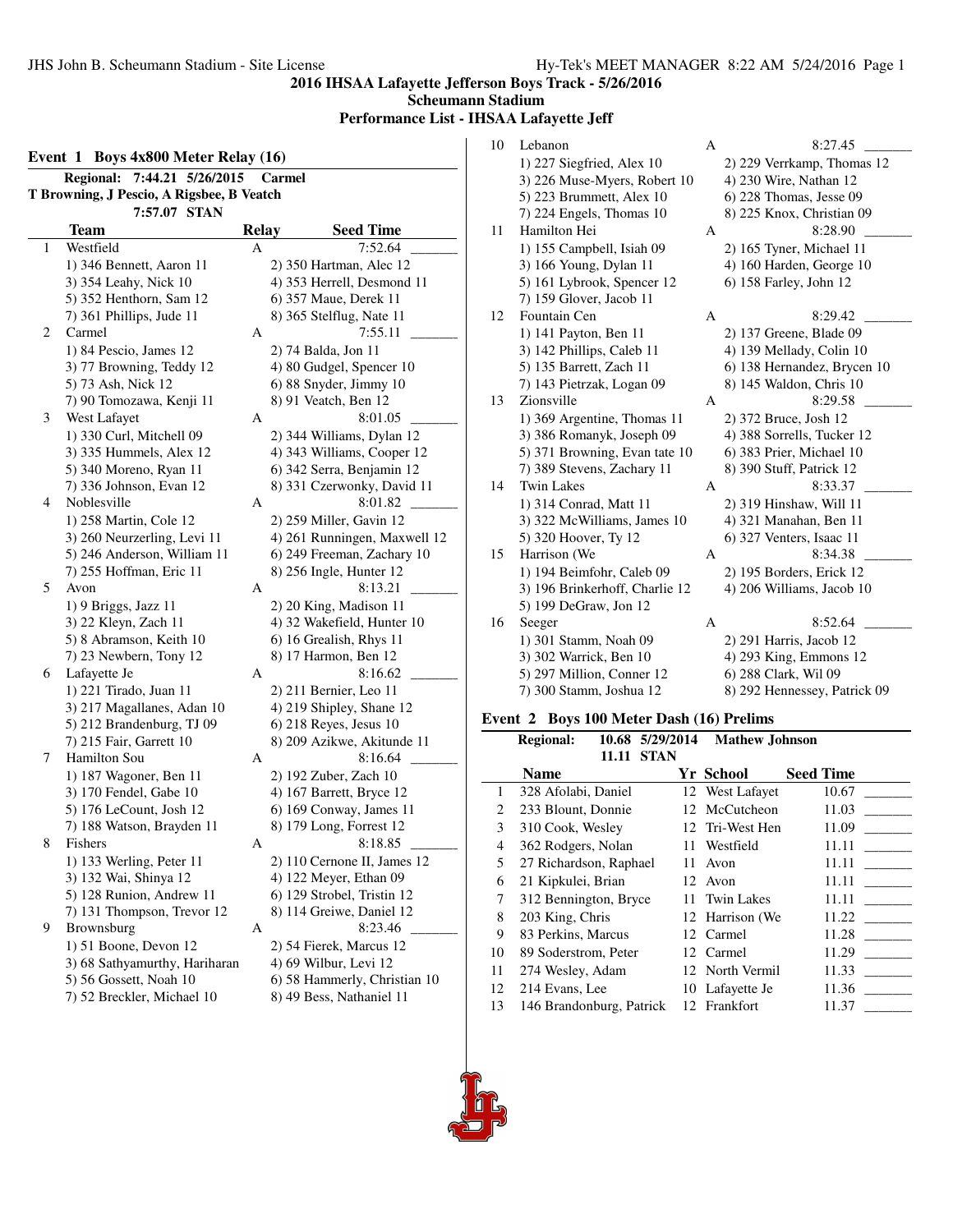# 2016 IHSAA Lafayette Jefferson Boys Track - 5/26/2016
## Scheumann Stadium
## Performance List - IHSAA Lafayette Jeff

### Event 1 Boys 4x800 Meter Relay (16)

**Regional: 7:44.21 5/26/2015 Carmel**
**T Browning, J Pescio, A Rigsbee, B Veatch**
**7:57.07 STAN**

| | Team | Relay | Seed Time |
|---|---|---|---|
| 1 | Westfield | A | 7:52.64 |
| | 1) 346 Bennett, Aaron 11 | 2) 350 Hartman, Alec 12 | |
| | 3) 354 Leahy, Nick 10 | 4) 353 Herrell, Desmond 11 | |
| | 5) 352 Henthorn, Sam 12 | 6) 357 Maue, Derek 11 | |
| | 7) 361 Phillips, Jude 11 | 8) 365 Stelflug, Nate 11 | |
| 2 | Carmel | A | 7:55.11 |
| | 1) 84 Pescio, James 12 | 2) 74 Balda, Jon 11 | |
| | 3) 77 Browning, Teddy 12 | 4) 80 Gudgel, Spencer 10 | |
| | 5) 73 Ash, Nick 12 | 6) 88 Snyder, Jimmy 10 | |
| | 7) 90 Tomozawa, Kenji 11 | 8) 91 Veatch, Ben 12 | |
| 3 | West Lafayet | A | 8:01.05 |
| | 1) 330 Curl, Mitchell 09 | 2) 344 Williams, Dylan 12 | |
| | 3) 335 Hummels, Alex 12 | 4) 343 Williams, Cooper 12 | |
| | 5) 340 Moreno, Ryan 11 | 6) 342 Serra, Benjamin 12 | |
| | 7) 336 Johnson, Evan 12 | 8) 331 Czerwonky, David 11 | |
| 4 | Noblesville | A | 8:01.82 |
| | 1) 258 Martin, Cole 12 | 2) 259 Miller, Gavin 12 | |
| | 3) 260 Neurzerling, Levi 11 | 4) 261 Runningen, Maxwell 12 | |
| | 5) 246 Anderson, William 11 | 6) 249 Freeman, Zachary 10 | |
| | 7) 255 Hoffman, Eric 11 | 8) 256 Ingle, Hunter 12 | |
| 5 | Avon | A | 8:13.21 |
| | 1) 9 Briggs, Jazz 11 | 2) 20 King, Madison 11 | |
| | 3) 22 Kleyn, Zach 11 | 4) 32 Wakefield, Hunter 10 | |
| | 5) 8 Abramson, Keith 10 | 6) 16 Grealish, Rhys 11 | |
| | 7) 23 Newbern, Tony 12 | 8) 17 Harmon, Ben 12 | |
| 6 | Lafayette Je | A | 8:16.62 |
| | 1) 221 Tirado, Juan 11 | 2) 211 Bernier, Leo 11 | |
| | 3) 217 Magallanes, Adan 10 | 4) 219 Shipley, Shane 12 | |
| | 5) 212 Brandenburg, TJ 09 | 6) 218 Reyes, Jesus 10 | |
| | 7) 215 Fair, Garrett 10 | 8) 209 Azikwe, Akitunde 11 | |
| 7 | Hamilton Sou | A | 8:16.64 |
| | 1) 187 Wagoner, Ben 11 | 2) 192 Zuber, Zach 10 | |
| | 3) 170 Fendel, Gabe 10 | 4) 167 Barrett, Bryce 12 | |
| | 5) 176 LeCount, Josh 12 | 6) 169 Conway, James 11 | |
| | 7) 188 Watson, Brayden 11 | 8) 179 Long, Forrest 12 | |
| 8 | Fishers | A | 8:18.85 |
| | 1) 133 Werling, Peter 11 | 2) 110 Cernone II, James 12 | |
| | 3) 132 Wai, Shinya 12 | 4) 122 Meyer, Ethan 09 | |
| | 5) 128 Runion, Andrew 11 | 6) 129 Strobel, Tristin 12 | |
| | 7) 131 Thompson, Trevor 12 | 8) 114 Greiwe, Daniel 12 | |
| 9 | Brownsburg | A | 8:23.46 |
| | 1) 51 Boone, Devon 12 | 2) 54 Fierek, Marcus 12 | |
| | 3) 68 Sathyamurthy, Hariharan | 4) 69 Wilbur, Levi 12 | |
| | 5) 56 Gossett, Noah 10 | 6) 58 Hammerly, Christian 10 | |
| | 7) 52 Breckler, Michael 10 | 8) 49 Bess, Nathaniel 11 | |
| 10 | Lebanon | A | 8:27.45 |
| | 1) 227 Siegfried, Alex 10 | 2) 229 Verrkamp, Thomas 12 | |
| | 3) 226 Muse-Myers, Robert 10 | 4) 230 Wire, Nathan 12 | |
| | 5) 223 Brummett, Alex 10 | 6) 228 Thomas, Jesse 09 | |
| | 7) 224 Engels, Thomas 10 | 8) 225 Knox, Christian 09 | |
| 11 | Hamilton Hei | A | 8:28.90 |
| | 1) 155 Campbell, Isiah 09 | 2) 165 Tyner, Michael 11 | |
| | 3) 166 Young, Dylan 11 | 4) 160 Harden, George 10 | |
| | 5) 161 Lybrook, Spencer 12 | 6) 158 Farley, John 12 | |
| | 7) 159 Glover, Jacob 11 | | |
| 12 | Fountain Cen | A | 8:29.42 |
| | 1) 141 Payton, Ben 11 | 2) 137 Greene, Blade 09 | |
| | 3) 142 Phillips, Caleb 11 | 4) 139 Mellady, Colin 10 | |
| | 5) 135 Barrett, Zach 11 | 6) 138 Hernandez, Brycen 10 | |
| | 7) 143 Pietrzak, Logan 09 | 8) 145 Waldon, Chris 10 | |
| 13 | Zionsville | A | 8:29.58 |
| | 1) 369 Argentine, Thomas 11 | 2) 372 Bruce, Josh 12 | |
| | 3) 386 Romanyk, Joseph 09 | 4) 388 Sorrells, Tucker 12 | |
| | 5) 371 Browning, Evan tate 10 | 6) 383 Prier, Michael 10 | |
| | 7) 389 Stevens, Zachary 11 | 8) 390 Stuff, Patrick 12 | |
| 14 | Twin Lakes | A | 8:33.37 |
| | 1) 314 Conrad, Matt 11 | 2) 319 Hinshaw, Will 11 | |
| | 3) 322 McWilliams, James 10 | 4) 321 Manahan, Ben 11 | |
| | 5) 320 Hoover, Ty 12 | 6) 327 Venters, Isaac 11 | |
| 15 | Harrison (We | A | 8:34.38 |
| | 1) 194 Beimfohr, Caleb 09 | 2) 195 Borders, Erick 12 | |
| | 3) 196 Brinkerhoff, Charlie 12 | 4) 206 Williams, Jacob 10 | |
| | 5) 199 DeGraw, Jon 12 | | |
| 16 | Seeger | A | 8:52.64 |
| | 1) 301 Stamm, Noah 09 | 2) 291 Harris, Jacob 12 | |
| | 3) 302 Warrick, Ben 10 | 4) 293 King, Emmons 12 | |
| | 5) 297 Million, Conner 12 | 6) 288 Clark, Wil 09 | |
| | 7) 300 Stamm, Joshua 12 | 8) 292 Hennessey, Patrick 09 | |

### Event 2 Boys 100 Meter Dash (16) Prelims

**Regional: 10.68 5/29/2014 Mathew Johnson**
**11.11 STAN**

| | Name | Yr | School | Seed Time |
|---|---|---|---|---|
| 1 | 328 Afolabi, Daniel | 12 | West Lafayet | 10.67 |
| 2 | 233 Blount, Donnie | 12 | McCutcheon | 11.03 |
| 3 | 310 Cook, Wesley | 12 | Tri-West Hen | 11.09 |
| 4 | 362 Rodgers, Nolan | 11 | Westfield | 11.11 |
| 5 | 27 Richardson, Raphael | 11 | Avon | 11.11 |
| 6 | 21 Kipkulei, Brian | 12 | Avon | 11.11 |
| 7 | 312 Bennington, Bryce | 11 | Twin Lakes | 11.11 |
| 8 | 203 King, Chris | 12 | Harrison (We | 11.22 |
| 9 | 83 Perkins, Marcus | 12 | Carmel | 11.28 |
| 10 | 89 Soderstrom, Peter | 12 | Carmel | 11.29 |
| 11 | 274 Wesley, Adam | 12 | North Vermil | 11.33 |
| 12 | 214 Evans, Lee | 10 | Lafayette Je | 11.36 |
| 13 | 146 Brandonburg, Patrick | 12 | Frankfort | 11.37 |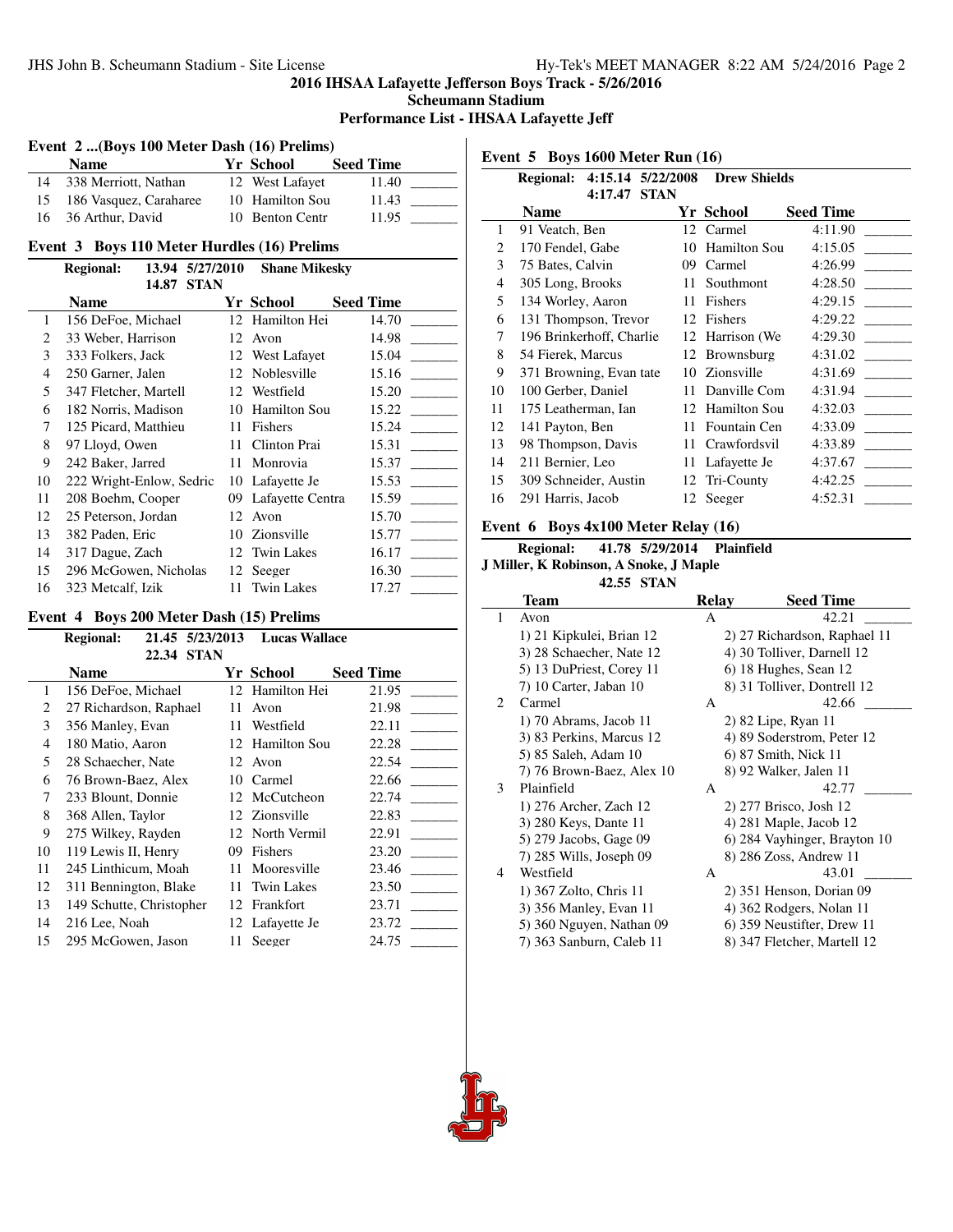# 2016 IHSAA Lafayette Jefferson Boys Track - 5/26/2016

**Scheumann Stadium**

**Performance List - IHSAA Lafayette Jeff**

### Event 2 ...(Boys 100 Meter Dash (16) Prelims)

| | Name | Yr | School | Seed Time |
|---|---|---|---|---|
| 14 | 338 Merriott, Nathan | 12 | West Lafayet | 11.40 |
| 15 | 186 Vasquez, Caraharee | 10 | Hamilton Sou | 11.43 |
| 16 | 36 Arthur, David | 10 | Benton Centr | 11.95 |

### Event 3 Boys 110 Meter Hurdles (16) Prelims

**Regional: 13.94 5/27/2010 Shane Mikesky**
**14.87 STAN**

| | Name | Yr | School | Seed Time |
|---|---|---|---|---|
| 1 | 156 DeFoe, Michael | 12 | Hamilton Hei | 14.70 |
| 2 | 33 Weber, Harrison | 12 | Avon | 14.98 |
| 3 | 333 Folkers, Jack | 12 | West Lafayet | 15.04 |
| 4 | 250 Garner, Jalen | 12 | Noblesville | 15.16 |
| 5 | 347 Fletcher, Martell | 12 | Westfield | 15.20 |
| 6 | 182 Norris, Madison | 10 | Hamilton Sou | 15.22 |
| 7 | 125 Picard, Matthieu | 11 | Fishers | 15.24 |
| 8 | 97 Lloyd, Owen | 11 | Clinton Prai | 15.31 |
| 9 | 242 Baker, Jarred | 11 | Monrovia | 15.37 |
| 10 | 222 Wright-Enlow, Sedric | 10 | Lafayette Je | 15.53 |
| 11 | 208 Boehm, Cooper | 09 | Lafayette Centra | 15.59 |
| 12 | 25 Peterson, Jordan | 12 | Avon | 15.70 |
| 13 | 382 Paden, Eric | 10 | Zionsville | 15.77 |
| 14 | 317 Dague, Zach | 12 | Twin Lakes | 16.17 |
| 15 | 296 McGowen, Nicholas | 12 | Seeger | 16.30 |
| 16 | 323 Metcalf, Izik | 11 | Twin Lakes | 17.27 |

### Event 4 Boys 200 Meter Dash (15) Prelims

**Regional: 21.45 5/23/2013 Lucas Wallace**
**22.34 STAN**

| | Name | Yr | School | Seed Time |
|---|---|---|---|---|
| 1 | 156 DeFoe, Michael | 12 | Hamilton Hei | 21.95 |
| 2 | 27 Richardson, Raphael | 11 | Avon | 21.98 |
| 3 | 356 Manley, Evan | 11 | Westfield | 22.11 |
| 4 | 180 Matio, Aaron | 12 | Hamilton Sou | 22.28 |
| 5 | 28 Schaecher, Nate | 12 | Avon | 22.54 |
| 6 | 76 Brown-Baez, Alex | 10 | Carmel | 22.66 |
| 7 | 233 Blount, Donnie | 12 | McCutcheon | 22.74 |
| 8 | 368 Allen, Taylor | 12 | Zionsville | 22.83 |
| 9 | 275 Wilkey, Rayden | 12 | North Vermil | 22.91 |
| 10 | 119 Lewis II, Henry | 09 | Fishers | 23.20 |
| 11 | 245 Linthicum, Moah | 11 | Mooresville | 23.46 |
| 12 | 311 Bennington, Blake | 11 | Twin Lakes | 23.50 |
| 13 | 149 Schutte, Christopher | 12 | Frankfort | 23.71 |
| 14 | 216 Lee, Noah | 12 | Lafayette Je | 23.72 |
| 15 | 295 McGowen, Jason | 11 | Seeger | 24.75 |

### Event 5 Boys 1600 Meter Run (16)

**Regional: 4:15.14 5/22/2008 Drew Shields**
**4:17.47 STAN**

| | Name | Yr | School | Seed Time |
|---|---|---|---|---|
| 1 | 91 Veatch, Ben | 12 | Carmel | 4:11.90 |
| 2 | 170 Fendel, Gabe | 10 | Hamilton Sou | 4:15.05 |
| 3 | 75 Bates, Calvin | 09 | Carmel | 4:26.99 |
| 4 | 305 Long, Brooks | 11 | Southmont | 4:28.50 |
| 5 | 134 Worley, Aaron | 11 | Fishers | 4:29.15 |
| 6 | 131 Thompson, Trevor | 12 | Fishers | 4:29.22 |
| 7 | 196 Brinkerhoff, Charlie | 12 | Harrison (We | 4:29.30 |
| 8 | 54 Fierek, Marcus | 12 | Brownsburg | 4:31.02 |
| 9 | 371 Browning, Evan tate | 10 | Zionsville | 4:31.69 |
| 10 | 100 Gerber, Daniel | 11 | Danville Com | 4:31.94 |
| 11 | 175 Leatherman, Ian | 12 | Hamilton Sou | 4:32.03 |
| 12 | 141 Payton, Ben | 11 | Fountain Cen | 4:33.09 |
| 13 | 98 Thompson, Davis | 11 | Crawfordsvil | 4:33.89 |
| 14 | 211 Bernier, Leo | 11 | Lafayette Je | 4:37.67 |
| 15 | 309 Schneider, Austin | 12 | Tri-County | 4:42.25 |
| 16 | 291 Harris, Jacob | 12 | Seeger | 4:52.31 |

### Event 6 Boys 4x100 Meter Relay (16)

**Regional: 41.78 5/29/2014 Plainfield**
**J Miller, K Robinson, A Snoke, J Maple**
**42.55 STAN**

| | Team | Relay | Seed Time |
|---|---|---|---|
| 1 | Avon | A | 42.21 |
| | 1) 21 Kipkulei, Brian 12 | 2) 27 Richardson, Raphael 11 | |
| | 3) 28 Schaecher, Nate 12 | 4) 30 Tolliver, Darnell 12 | |
| | 5) 13 DuPriest, Corey 11 | 6) 18 Hughes, Sean 12 | |
| | 7) 10 Carter, Jaban 10 | 8) 31 Tolliver, Dontrell 12 | |
| 2 | Carmel | A | 42.66 |
| | 1) 70 Abrams, Jacob 11 | 2) 82 Lipe, Ryan 11 | |
| | 3) 83 Perkins, Marcus 12 | 4) 89 Soderstrom, Peter 12 | |
| | 5) 85 Saleh, Adam 10 | 6) 87 Smith, Nick 11 | |
| | 7) 76 Brown-Baez, Alex 10 | 8) 92 Walker, Jalen 11 | |
| 3 | Plainfield | A | 42.77 |
| | 1) 276 Archer, Zach 12 | 2) 277 Brisco, Josh 12 | |
| | 3) 280 Keys, Dante 11 | 4) 281 Maple, Jacob 12 | |
| | 5) 279 Jacobs, Gage 09 | 6) 284 Vayhinger, Brayton 10 | |
| | 7) 285 Wills, Joseph 09 | 8) 286 Zoss, Andrew 11 | |
| 4 | Westfield | A | 43.01 |
| | 1) 367 Zolto, Chris 11 | 2) 351 Henson, Dorian 09 | |
| | 3) 356 Manley, Evan 11 | 4) 362 Rodgers, Nolan 11 | |
| | 5) 360 Nguyen, Nathan 09 | 6) 359 Neustifter, Drew 11 | |
| | 7) 363 Sanburn, Caleb 11 | 8) 347 Fletcher, Martell 12 | |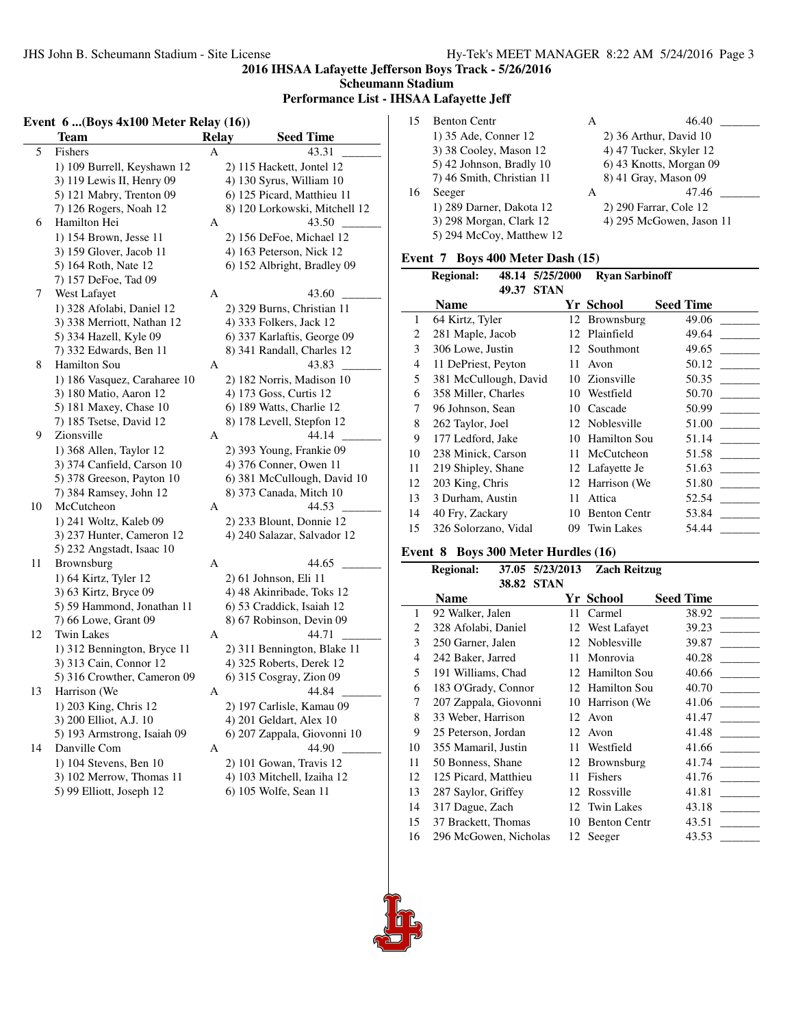## 2016 IHSAA Lafayette Jefferson Boys Track - 5/26/2016
## Scheumann Stadium
## Performance List - IHSAA Lafayette Jeff

### Event 6 ...(Boys 4x100 Meter Relay (16))

| | Team | Relay | Seed Time |
|---|---|---|---|
| 5 | Fishers | A | 43.31 _______ |
| | 1) 109 Burrell, Keyshawn 12 | 2) 115 Hackett, Jontel 12 | |
| | 3) 119 Lewis II, Henry 09 | 4) 130 Syrus, William 10 | |
| | 5) 121 Mabry, Trenton 09 | 6) 125 Picard, Matthieu 11 | |
| | 7) 126 Rogers, Noah 12 | 8) 120 Lorkowski, Mitchell 12 | |
| 6 | Hamilton Hei | A | 43.50 _______ |
| | 1) 154 Brown, Jesse 11 | 2) 156 DeFoe, Michael 12 | |
| | 3) 159 Glover, Jacob 11 | 4) 163 Peterson, Nick 12 | |
| | 5) 164 Roth, Nate 12 | 6) 152 Albright, Bradley 09 | |
| | 7) 157 DeFoe, Tad 09 | | |
| 7 | West Lafayet | A | 43.60 _______ |
| | 1) 328 Afolabi, Daniel 12 | 2) 329 Burns, Christian 11 | |
| | 3) 338 Merriott, Nathan 12 | 4) 333 Folkers, Jack 12 | |
| | 5) 334 Hazell, Kyle 09 | 6) 337 Karlaftis, George 09 | |
| | 7) 332 Edwards, Ben 11 | 8) 341 Randall, Charles 12 | |
| 8 | Hamilton Sou | A | 43.83 _______ |
| | 1) 186 Vasquez, Caraharee 10 | 2) 182 Norris, Madison 10 | |
| | 3) 180 Matio, Aaron 12 | 4) 173 Goss, Curtis 12 | |
| | 5) 181 Maxey, Chase 10 | 6) 189 Watts, Charlie 12 | |
| | 7) 185 Tsetse, David 12 | 8) 178 Levell, Stepfon 12 | |
| 9 | Zionsville | A | 44.14 _______ |
| | 1) 368 Allen, Taylor 12 | 2) 393 Young, Frankie 09 | |
| | 3) 374 Canfield, Carson 10 | 4) 376 Conner, Owen 11 | |
| | 5) 378 Greeson, Payton 10 | 6) 381 McCullough, David 10 | |
| | 7) 384 Ramsey, John 12 | 8) 373 Canada, Mitch 10 | |
| 10 | McCutcheon | A | 44.53 _______ |
| | 1) 241 Woltz, Kaleb 09 | 2) 233 Blount, Donnie 12 | |
| | 3) 237 Hunter, Cameron 12 | 4) 240 Salazar, Salvador 12 | |
| | 5) 232 Angstadt, Isaac 10 | | |
| 11 | Brownsburg | A | 44.65 _______ |
| | 1) 64 Kirtz, Tyler 12 | 2) 61 Johnson, Eli 11 | |
| | 3) 63 Kirtz, Bryce 09 | 4) 48 Akinribade, Toks 12 | |
| | 5) 59 Hammond, Jonathan 11 | 6) 53 Craddick, Isaiah 12 | |
| | 7) 66 Lowe, Grant 09 | 8) 67 Robinson, Devin 09 | |
| 12 | Twin Lakes | A | 44.71 _______ |
| | 1) 312 Bennington, Bryce 11 | 2) 311 Bennington, Blake 11 | |
| | 3) 313 Cain, Connor 12 | 4) 325 Roberts, Derek 12 | |
| | 5) 316 Crowther, Cameron 09 | 6) 315 Cosgray, Zion 09 | |
| 13 | Harrison (We | A | 44.84 _______ |
| | 1) 203 King, Chris 12 | 2) 197 Carlisle, Kamau 09 | |
| | 3) 200 Elliot, A.J. 10 | 4) 201 Geldart, Alex 10 | |
| | 5) 193 Armstrong, Isaiah 09 | 6) 207 Zappala, Giovonni 10 | |
| 14 | Danville Com | A | 44.90 _______ |
| | 1) 104 Stevens, Ben 10 | 2) 101 Gowan, Travis 12 | |
| | 3) 102 Merrow, Thomas 11 | 4) 103 Mitchell, Izaiha 12 | |
| | 5) 99 Elliott, Joseph 12 | 6) 105 Wolfe, Sean 11 | |
| 15 | Benton Centr | A | 46.40 _______ |
| | 1) 35 Ade, Conner 12 | 2) 36 Arthur, David 10 | |
| | 3) 38 Cooley, Mason 12 | 4) 47 Tucker, Skyler 12 | |
| | 5) 42 Johnson, Bradly 10 | 6) 43 Knotts, Morgan 09 | |
| | 7) 46 Smith, Christian 11 | 8) 41 Gray, Mason 09 | |
| 16 | Seeger | A | 47.46 _______ |
| | 1) 289 Darner, Dakota 12 | 2) 290 Farrar, Cole 12 | |
| | 3) 298 Morgan, Clark 12 | 4) 295 McGowen, Jason 11 | |
| | 5) 294 McCoy, Matthew 12 | | |

### Event 7 Boys 400 Meter Dash (15)

**Regional:** 48.14 5/25/2000 Ryan Sarbinoff
49.37 STAN

| | Name | Yr | School | Seed Time |
|---|---|---|---|---|
| 1 | 64 Kirtz, Tyler | 12 | Brownsburg | 49.06 _______ |
| 2 | 281 Maple, Jacob | 12 | Plainfield | 49.64 _______ |
| 3 | 306 Lowe, Justin | 12 | Southmont | 49.65 _______ |
| 4 | 11 DePriest, Peyton | 11 | Avon | 50.12 _______ |
| 5 | 381 McCullough, David | 10 | Zionsville | 50.35 _______ |
| 6 | 358 Miller, Charles | 10 | Westfield | 50.70 _______ |
| 7 | 96 Johnson, Sean | 10 | Cascade | 50.99 _______ |
| 8 | 262 Taylor, Joel | 12 | Noblesville | 51.00 _______ |
| 9 | 177 Ledford, Jake | 10 | Hamilton Sou | 51.14 _______ |
| 10 | 238 Minick, Carson | 11 | McCutcheon | 51.58 _______ |
| 11 | 219 Shipley, Shane | 12 | Lafayette Je | 51.63 _______ |
| 12 | 203 King, Chris | 12 | Harrison (We | 51.80 _______ |
| 13 | 3 Durham, Austin | 11 | Attica | 52.54 _______ |
| 14 | 40 Fry, Zackary | 10 | Benton Centr | 53.84 _______ |
| 15 | 326 Solorzano, Vidal | 09 | Twin Lakes | 54.44 _______ |

### Event 8 Boys 300 Meter Hurdles (16)

**Regional:** 37.05 5/23/2013 Zach Reitzug
38.82 STAN

| | Name | Yr | School | Seed Time |
|---|---|---|---|---|
| 1 | 92 Walker, Jalen | 11 | Carmel | 38.92 _______ |
| 2 | 328 Afolabi, Daniel | 12 | West Lafayet | 39.23 _______ |
| 3 | 250 Garner, Jalen | 12 | Noblesville | 39.87 _______ |
| 4 | 242 Baker, Jarred | 11 | Monrovia | 40.28 _______ |
| 5 | 191 Williams, Chad | 12 | Hamilton Sou | 40.66 _______ |
| 6 | 183 O'Grady, Connor | 12 | Hamilton Sou | 40.70 _______ |
| 7 | 207 Zappala, Giovonni | 10 | Harrison (We | 41.06 _______ |
| 8 | 33 Weber, Harrison | 12 | Avon | 41.47 _______ |
| 9 | 25 Peterson, Jordan | 12 | Avon | 41.48 _______ |
| 10 | 355 Mamaril, Justin | 11 | Westfield | 41.66 _______ |
| 11 | 50 Bonness, Shane | 12 | Brownsburg | 41.74 _______ |
| 12 | 125 Picard, Matthieu | 11 | Fishers | 41.76 _______ |
| 13 | 287 Saylor, Griffey | 12 | Rossville | 41.81 _______ |
| 14 | 317 Dague, Zach | 12 | Twin Lakes | 43.18 _______ |
| 15 | 37 Brackett, Thomas | 10 | Benton Centr | 43.51 _______ |
| 16 | 296 McGowen, Nicholas | 12 | Seeger | 43.53 _______ |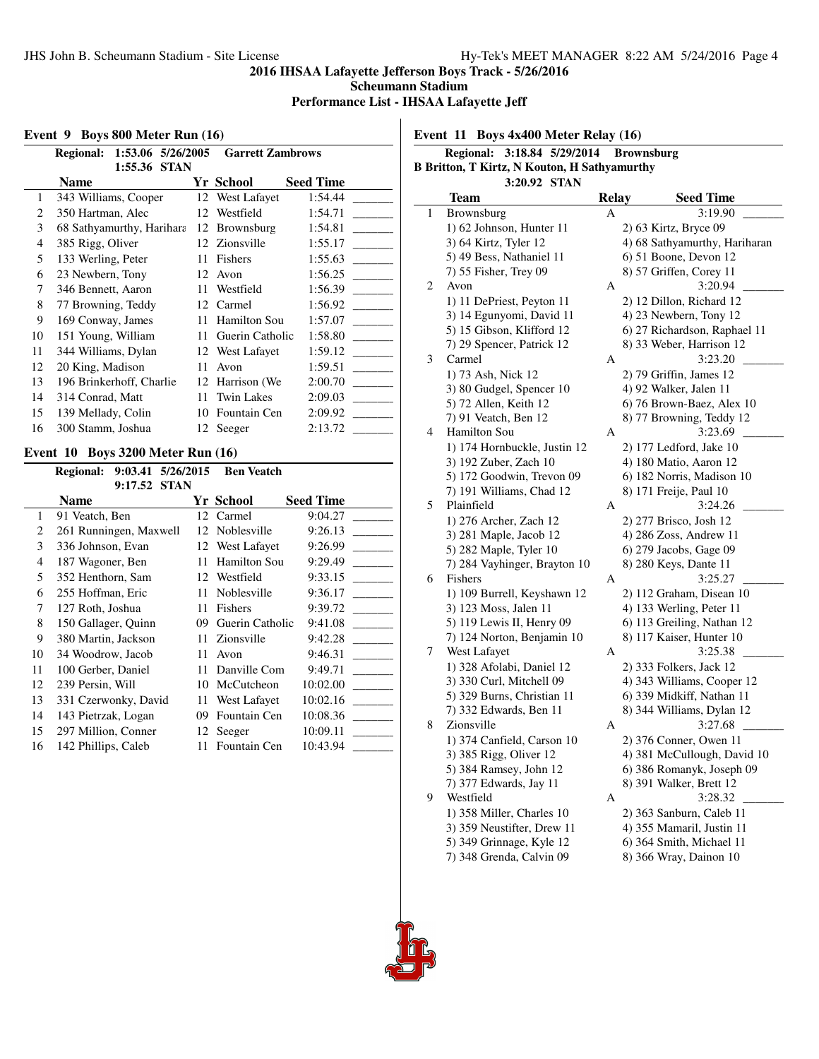# 2016 IHSAA Lafayette Jefferson Boys Track - 5/26/2016
## Scheumann Stadium
## Performance List - IHSAA Lafayette Jeff

### Event 9 Boys 800 Meter Run (16)

**Regional: 1:53.06 5/26/2005 Garrett Zambrows**
**1:55.36 STAN**

| | Name | Yr | School | Seed Time | |
|---|---|---|---|---|---|
| 1 | 343 Williams, Cooper | 12 | West Lafayet | 1:54.44 | _______ |
| 2 | 350 Hartman, Alec | 12 | Westfield | 1:54.71 | _______ |
| 3 | 68 Sathyamurthy, Harihara | 12 | Brownsburg | 1:54.81 | _______ |
| 4 | 385 Rigg, Oliver | 12 | Zionsville | 1:55.17 | _______ |
| 5 | 133 Werling, Peter | 11 | Fishers | 1:55.63 | _______ |
| 6 | 23 Newbern, Tony | 12 | Avon | 1:56.25 | _______ |
| 7 | 346 Bennett, Aaron | 11 | Westfield | 1:56.39 | _______ |
| 8 | 77 Browning, Teddy | 12 | Carmel | 1:56.92 | _______ |
| 9 | 169 Conway, James | 11 | Hamilton Sou | 1:57.07 | _______ |
| 10 | 151 Young, William | 11 | Guerin Catholic | 1:58.80 | _______ |
| 11 | 344 Williams, Dylan | 12 | West Lafayet | 1:59.12 | _______ |
| 12 | 20 King, Madison | 11 | Avon | 1:59.51 | _______ |
| 13 | 196 Brinkerhoff, Charlie | 12 | Harrison (We | 2:00.70 | _______ |
| 14 | 314 Conrad, Matt | 11 | Twin Lakes | 2:09.03 | _______ |
| 15 | 139 Mellady, Colin | 10 | Fountain Cen | 2:09.92 | _______ |
| 16 | 300 Stamm, Joshua | 12 | Seeger | 2:13.72 | _______ |

### Event 10 Boys 3200 Meter Run (16)

**Regional: 9:03.41 5/26/2015 Ben Veatch**
**9:17.52 STAN**

| | Name | Yr | School | Seed Time | |
|---|---|---|---|---|---|
| 1 | 91 Veatch, Ben | 12 | Carmel | 9:04.27 | _______ |
| 2 | 261 Runningen, Maxwell | 12 | Noblesville | 9:26.13 | _______ |
| 3 | 336 Johnson, Evan | 12 | West Lafayet | 9:26.99 | _______ |
| 4 | 187 Wagoner, Ben | 11 | Hamilton Sou | 9:29.49 | _______ |
| 5 | 352 Henthorn, Sam | 12 | Westfield | 9:33.15 | _______ |
| 6 | 255 Hoffman, Eric | 11 | Noblesville | 9:36.17 | _______ |
| 7 | 127 Roth, Joshua | 11 | Fishers | 9:39.72 | _______ |
| 8 | 150 Gallager, Quinn | 09 | Guerin Catholic | 9:41.08 | _______ |
| 9 | 380 Martin, Jackson | 11 | Zionsville | 9:42.28 | _______ |
| 10 | 34 Woodrow, Jacob | 11 | Avon | 9:46.31 | _______ |
| 11 | 100 Gerber, Daniel | 11 | Danville Com | 9:49.71 | _______ |
| 12 | 239 Persin, Will | 10 | McCutcheon | 10:02.00 | _______ |
| 13 | 331 Czerwonky, David | 11 | West Lafayet | 10:02.16 | _______ |
| 14 | 143 Pietrzak, Logan | 09 | Fountain Cen | 10:08.36 | _______ |
| 15 | 297 Million, Conner | 12 | Seeger | 10:09.11 | _______ |
| 16 | 142 Phillips, Caleb | 11 | Fountain Cen | 10:43.94 | _______ |

### Event 11 Boys 4x400 Meter Relay (16)

**Regional: 3:18.84 5/29/2014 Brownsburg**
**B Britton, T Kirtz, N Kouton, H Sathyamurthy**
**3:20.92 STAN**

| | Team | Relay | Seed Time | |
|---|---|---|---|---|
| 1 | Brownsburg | A | 3:19.90 | _______ |
| | 1) 62 Johnson, Hunter 11 | | 2) 63 Kirtz, Bryce 09 | |
| | 3) 64 Kirtz, Tyler 12 | | 4) 68 Sathyamurthy, Hariharan | |
| | 5) 49 Bess, Nathaniel 11 | | 6) 51 Boone, Devon 12 | |
| | 7) 55 Fisher, Trey 09 | | 8) 57 Griffen, Corey 11 | |
| 2 | Avon | A | 3:20.94 | _______ |
| | 1) 11 DePriest, Peyton 11 | | 2) 12 Dillon, Richard 12 | |
| | 3) 14 Egunyomi, David 11 | | 4) 23 Newbern, Tony 12 | |
| | 5) 15 Gibson, Klifford 12 | | 6) 27 Richardson, Raphael 11 | |
| | 7) 29 Spencer, Patrick 12 | | 8) 33 Weber, Harrison 12 | |
| 3 | Carmel | A | 3:23.20 | _______ |
| | 1) 73 Ash, Nick 12 | | 2) 79 Griffin, James 12 | |
| | 3) 80 Gudgel, Spencer 10 | | 4) 92 Walker, Jalen 11 | |
| | 5) 72 Allen, Keith 12 | | 6) 76 Brown-Baez, Alex 10 | |
| | 7) 91 Veatch, Ben 12 | | 8) 77 Browning, Teddy 12 | |
| 4 | Hamilton Sou | A | 3:23.69 | _______ |
| | 1) 174 Hornbuckle, Justin 12 | | 2) 177 Ledford, Jake 10 | |
| | 3) 192 Zuber, Zach 10 | | 4) 180 Matio, Aaron 12 | |
| | 5) 172 Goodwin, Trevon 09 | | 6) 182 Norris, Madison 10 | |
| | 7) 191 Williams, Chad 12 | | 8) 171 Freije, Paul 10 | |
| 5 | Plainfield | A | 3:24.26 | _______ |
| | 1) 276 Archer, Zach 12 | | 2) 277 Brisco, Josh 12 | |
| | 3) 281 Maple, Jacob 12 | | 4) 286 Zoss, Andrew 11 | |
| | 5) 282 Maple, Tyler 10 | | 6) 279 Jacobs, Gage 09 | |
| | 7) 284 Vayhinger, Brayton 10 | | 8) 280 Keys, Dante 11 | |
| 6 | Fishers | A | 3:25.27 | _______ |
| | 1) 109 Burrell, Keyshawn 12 | | 2) 112 Graham, Disean 10 | |
| | 3) 123 Moss, Jalen 11 | | 4) 133 Werling, Peter 11 | |
| | 5) 119 Lewis II, Henry 09 | | 6) 113 Greiling, Nathan 12 | |
| | 7) 124 Norton, Benjamin 10 | | 8) 117 Kaiser, Hunter 10 | |
| 7 | West Lafayet | A | 3:25.38 | _______ |
| | 1) 328 Afolabi, Daniel 12 | | 2) 333 Folkers, Jack 12 | |
| | 3) 330 Curl, Mitchell 09 | | 4) 343 Williams, Cooper 12 | |
| | 5) 329 Burns, Christian 11 | | 6) 339 Midkiff, Nathan 11 | |
| | 7) 332 Edwards, Ben 11 | | 8) 344 Williams, Dylan 12 | |
| 8 | Zionsville | A | 3:27.68 | _______ |
| | 1) 374 Canfield, Carson 10 | | 2) 376 Conner, Owen 11 | |
| | 3) 385 Rigg, Oliver 12 | | 4) 381 McCullough, David 10 | |
| | 5) 384 Ramsey, John 12 | | 6) 386 Romanyk, Joseph 09 | |
| | 7) 377 Edwards, Jay 11 | | 8) 391 Walker, Brett 12 | |
| 9 | Westfield | A | 3:28.32 | _______ |
| | 1) 358 Miller, Charles 10 | | 2) 363 Sanburn, Caleb 11 | |
| | 3) 359 Neustifter, Drew 11 | | 4) 355 Mamaril, Justin 11 | |
| | 5) 349 Grinnage, Kyle 12 | | 6) 364 Smith, Michael 11 | |
| | 7) 348 Grenda, Calvin 09 | | 8) 366 Wray, Dainon 10 | |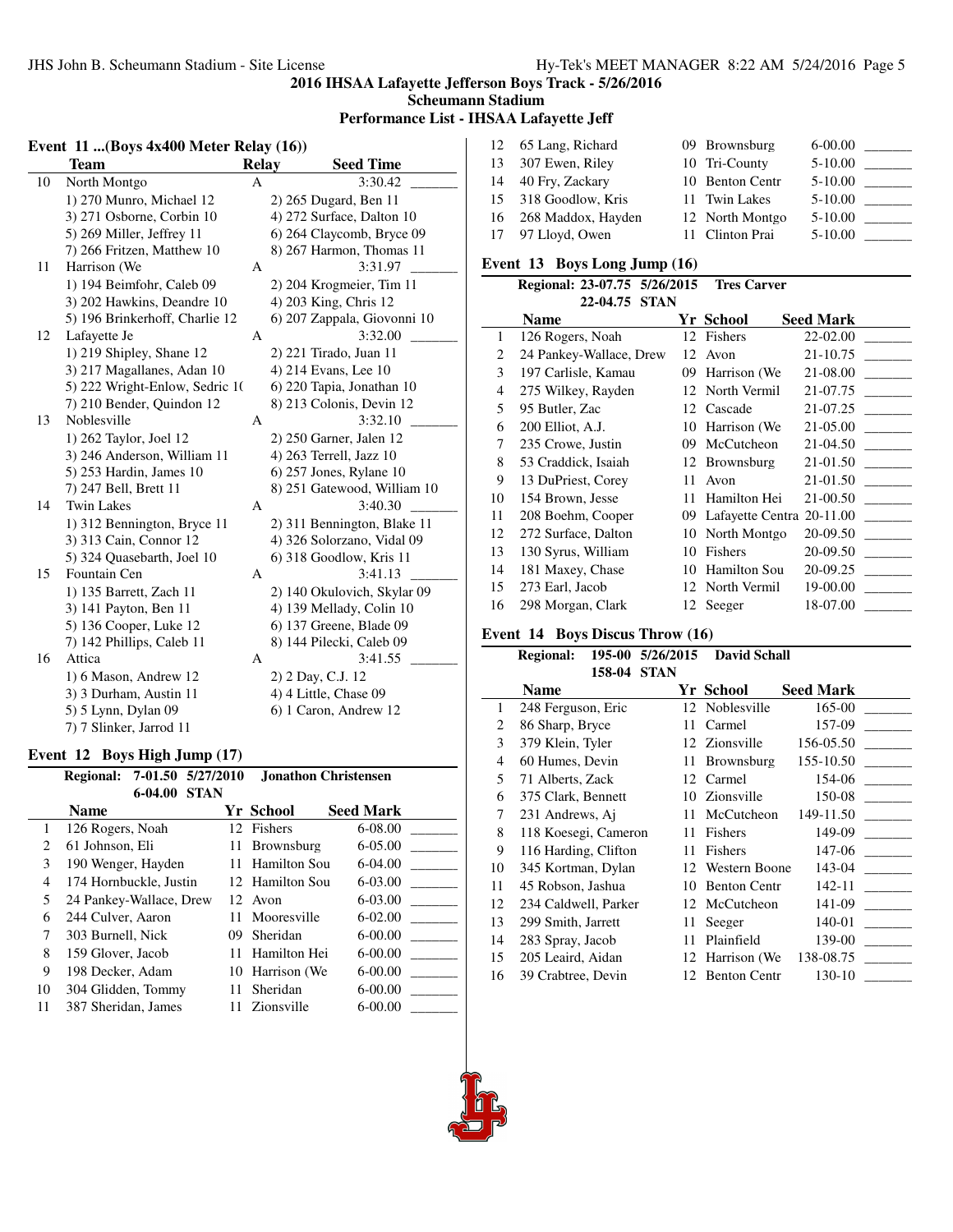## 2016 IHSAA Lafayette Jefferson Boys Track - 5/26/2016

### Scheumann Stadium

### Performance List - IHSAA Lafayette Jeff

### Event 11 ...(Boys 4x400 Meter Relay (16))

| | Team | Relay | Seed Time | |
|---|---|---|---|---|
| 10 | North Montgo | A | 3:30.42 | _______ |
| | 1) 270 Munro, Michael 12 | 2) 265 Dugard, Ben 11 | | |
| | 3) 271 Osborne, Corbin 10 | 4) 272 Surface, Dalton 10 | | |
| | 5) 269 Miller, Jeffrey 11 | 6) 264 Claycomb, Bryce 09 | | |
| | 7) 266 Fritzen, Matthew 10 | 8) 267 Harmon, Thomas 11 | | |
| 11 | Harrison (We | A | 3:31.97 | _______ |
| | 1) 194 Beimfohr, Caleb 09 | 2) 204 Krogmeier, Tim 11 | | |
| | 3) 202 Hawkins, Deandre 10 | 4) 203 King, Chris 12 | | |
| | 5) 196 Brinkerhoff, Charlie 12 | 6) 207 Zappala, Giovonni 10 | | |
| 12 | Lafayette Je | A | 3:32.00 | _______ |
| | 1) 219 Shipley, Shane 12 | 2) 221 Tirado, Juan 11 | | |
| | 3) 217 Magallanes, Adan 10 | 4) 214 Evans, Lee 10 | | |
| | 5) 222 Wright-Enlow, Sedric 1( | 6) 220 Tapia, Jonathan 10 | | |
| | 7) 210 Bender, Quindon 12 | 8) 213 Colonis, Devin 12 | | |
| 13 | Noblesville | A | 3:32.10 | _______ |
| | 1) 262 Taylor, Joel 12 | 2) 250 Garner, Jalen 12 | | |
| | 3) 246 Anderson, William 11 | 4) 263 Terrell, Jazz 10 | | |
| | 5) 253 Hardin, James 10 | 6) 257 Jones, Rylane 10 | | |
| | 7) 247 Bell, Brett 11 | 8) 251 Gatewood, William 10 | | |
| 14 | Twin Lakes | A | 3:40.30 | _______ |
| | 1) 312 Bennington, Bryce 11 | 2) 311 Bennington, Blake 11 | | |
| | 3) 313 Cain, Connor 12 | 4) 326 Solorzano, Vidal 09 | | |
| | 5) 324 Quasebarth, Joel 10 | 6) 318 Goodlow, Kris 11 | | |
| 15 | Fountain Cen | A | 3:41.13 | _______ |
| | 1) 135 Barrett, Zach 11 | 2) 140 Okulovich, Skylar 09 | | |
| | 3) 141 Payton, Ben 11 | 4) 139 Mellady, Colin 10 | | |
| | 5) 136 Cooper, Luke 12 | 6) 137 Greene, Blade 09 | | |
| | 7) 142 Phillips, Caleb 11 | 8) 144 Pilecki, Caleb 09 | | |
| 16 | Attica | A | 3:41.55 | _______ |
| | 1) 6 Mason, Andrew 12 | 2) 2 Day, C.J. 12 | | |
| | 3) 3 Durham, Austin 11 | 4) 4 Little, Chase 09 | | |
| | 5) 5 Lynn, Dylan 09 | 6) 1 Caron, Andrew 12 | | |
| | 7) 7 Slinker, Jarrod 11 | | | |

### Event 12 Boys High Jump (17)

Regional: 7-01.50 5/27/2010 Jonathon Christensen
6-04.00 STAN

| | Name | Yr | School | Seed Mark | |
|---|---|---|---|---|---|
| 1 | 126 Rogers, Noah | 12 | Fishers | 6-08.00 | _______ |
| 2 | 61 Johnson, Eli | 11 | Brownsburg | 6-05.00 | _______ |
| 3 | 190 Wenger, Hayden | 11 | Hamilton Sou | 6-04.00 | _______ |
| 4 | 174 Hornbuckle, Justin | 12 | Hamilton Sou | 6-03.00 | _______ |
| 5 | 24 Pankey-Wallace, Drew | 12 | Avon | 6-03.00 | _______ |
| 6 | 244 Culver, Aaron | 11 | Mooresville | 6-02.00 | _______ |
| 7 | 303 Burnell, Nick | 09 | Sheridan | 6-00.00 | _______ |
| 8 | 159 Glover, Jacob | 11 | Hamilton Hei | 6-00.00 | _______ |
| 9 | 198 Decker, Adam | 10 | Harrison (We | 6-00.00 | _______ |
| 10 | 304 Glidden, Tommy | 11 | Sheridan | 6-00.00 | _______ |
| 11 | 387 Sheridan, James | 11 | Zionsville | 6-00.00 | _______ |
| 12 | 65 Lang, Richard | 09 | Brownsburg | 6-00.00 | _______ |
| 13 | 307 Ewen, Riley | 10 | Tri-County | 5-10.00 | _______ |
| 14 | 40 Fry, Zackary | 10 | Benton Centr | 5-10.00 | _______ |
| 15 | 318 Goodlow, Kris | 11 | Twin Lakes | 5-10.00 | _______ |
| 16 | 268 Maddox, Hayden | 12 | North Montgo | 5-10.00 | _______ |
| 17 | 97 Lloyd, Owen | 11 | Clinton Prai | 5-10.00 | _______ |

### Event 13 Boys Long Jump (16)

Regional: 23-07.75 5/26/2015 Tres Carver
22-04.75 STAN

| | Name | Yr | School | Seed Mark | |
|---|---|---|---|---|---|
| 1 | 126 Rogers, Noah | 12 | Fishers | 22-02.00 | _______ |
| 2 | 24 Pankey-Wallace, Drew | 12 | Avon | 21-10.75 | _______ |
| 3 | 197 Carlisle, Kamau | 09 | Harrison (We | 21-08.00 | _______ |
| 4 | 275 Wilkey, Rayden | 12 | North Vermil | 21-07.75 | _______ |
| 5 | 95 Butler, Zac | 12 | Cascade | 21-07.25 | _______ |
| 6 | 200 Elliot, A.J. | 10 | Harrison (We | 21-05.00 | _______ |
| 7 | 235 Crowe, Justin | 09 | McCutcheon | 21-04.50 | _______ |
| 8 | 53 Craddick, Isaiah | 12 | Brownsburg | 21-01.50 | _______ |
| 9 | 13 DuPriest, Corey | 11 | Avon | 21-01.50 | _______ |
| 10 | 154 Brown, Jesse | 11 | Hamilton Hei | 21-00.50 | _______ |
| 11 | 208 Boehm, Cooper | 09 | Lafayette Centra | 20-11.00 | _______ |
| 12 | 272 Surface, Dalton | 10 | North Montgo | 20-09.50 | _______ |
| 13 | 130 Syrus, William | 10 | Fishers | 20-09.50 | _______ |
| 14 | 181 Maxey, Chase | 10 | Hamilton Sou | 20-09.25 | _______ |
| 15 | 273 Earl, Jacob | 12 | North Vermil | 19-00.00 | _______ |
| 16 | 298 Morgan, Clark | 12 | Seeger | 18-07.00 | _______ |

### Event 14 Boys Discus Throw (16)

Regional: 195-00 5/26/2015 David Schall
158-04 STAN

| | Name | Yr | School | Seed Mark | |
|---|---|---|---|---|---|
| 1 | 248 Ferguson, Eric | 12 | Noblesville | 165-00 | _______ |
| 2 | 86 Sharp, Bryce | 11 | Carmel | 157-09 | _______ |
| 3 | 379 Klein, Tyler | 12 | Zionsville | 156-05.50 | _______ |
| 4 | 60 Humes, Devin | 11 | Brownsburg | 155-10.50 | _______ |
| 5 | 71 Alberts, Zack | 12 | Carmel | 154-06 | _______ |
| 6 | 375 Clark, Bennett | 10 | Zionsville | 150-08 | _______ |
| 7 | 231 Andrews, Aj | 11 | McCutcheon | 149-11.50 | _______ |
| 8 | 118 Koesegi, Cameron | 11 | Fishers | 149-09 | _______ |
| 9 | 116 Harding, Clifton | 11 | Fishers | 147-06 | _______ |
| 10 | 345 Kortman, Dylan | 12 | Western Boone | 143-04 | _______ |
| 11 | 45 Robson, Jashua | 10 | Benton Centr | 142-11 | _______ |
| 12 | 234 Caldwell, Parker | 12 | McCutcheon | 141-09 | _______ |
| 13 | 299 Smith, Jarrett | 11 | Seeger | 140-01 | _______ |
| 14 | 283 Spray, Jacob | 11 | Plainfield | 139-00 | _______ |
| 15 | 205 Leaird, Aidan | 12 | Harrison (We | 138-08.75 | _______ |
| 16 | 39 Crabtree, Devin | 12 | Benton Centr | 130-10 | _______ |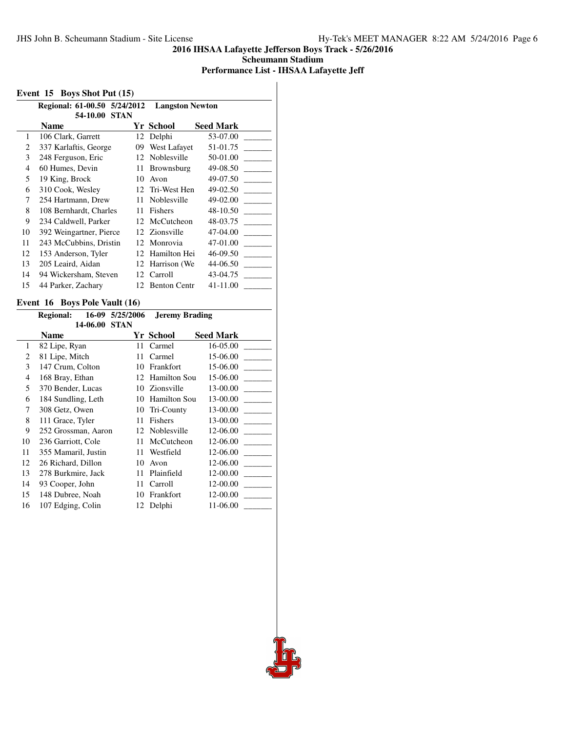## 2016 IHSAA Lafayette Jefferson Boys Track - 5/26/2016

**Scheumann Stadium**

**Performance List - IHSAA Lafayette Jeff**

### Event 15 Boys Shot Put (15)

**Regional: 61-00.50 5/24/2012 Langston Newton**
**54-10.00 STAN**

| | Name | Yr | School | Seed Mark | |
|---|---|---|---|---|---|
| 1 | 106 Clark, Garrett | 12 | Delphi | 53-07.00 | _______ |
| 2 | 337 Karlaftis, George | 09 | West Lafayet | 51-01.75 | _______ |
| 3 | 248 Ferguson, Eric | 12 | Noblesville | 50-01.00 | _______ |
| 4 | 60 Humes, Devin | 11 | Brownsburg | 49-08.50 | _______ |
| 5 | 19 King, Brock | 10 | Avon | 49-07.50 | _______ |
| 6 | 310 Cook, Wesley | 12 | Tri-West Hen | 49-02.50 | _______ |
| 7 | 254 Hartmann, Drew | 11 | Noblesville | 49-02.00 | _______ |
| 8 | 108 Bernhardt, Charles | 11 | Fishers | 48-10.50 | _______ |
| 9 | 234 Caldwell, Parker | 12 | McCutcheon | 48-03.75 | _______ |
| 10 | 392 Weingartner, Pierce | 12 | Zionsville | 47-04.00 | _______ |
| 11 | 243 McCubbins, Dristin | 12 | Monrovia | 47-01.00 | _______ |
| 12 | 153 Anderson, Tyler | 12 | Hamilton Hei | 46-09.50 | _______ |
| 13 | 205 Leaird, Aidan | 12 | Harrison (We | 44-06.50 | _______ |
| 14 | 94 Wickersham, Steven | 12 | Carroll | 43-04.75 | _______ |
| 15 | 44 Parker, Zachary | 12 | Benton Centr | 41-11.00 | _______ |

### Event 16 Boys Pole Vault (16)

**Regional: 16-09 5/25/2006 Jeremy Brading**
**14-06.00 STAN**

| | Name | Yr | School | Seed Mark | |
|---|---|---|---|---|---|
| 1 | 82 Lipe, Ryan | 11 | Carmel | 16-05.00 | _______ |
| 2 | 81 Lipe, Mitch | 11 | Carmel | 15-06.00 | _______ |
| 3 | 147 Crum, Colton | 10 | Frankfort | 15-06.00 | _______ |
| 4 | 168 Bray, Ethan | 12 | Hamilton Sou | 15-06.00 | _______ |
| 5 | 370 Bender, Lucas | 10 | Zionsville | 13-00.00 | _______ |
| 6 | 184 Sundling, Leth | 10 | Hamilton Sou | 13-00.00 | _______ |
| 7 | 308 Getz, Owen | 10 | Tri-County | 13-00.00 | _______ |
| 8 | 111 Grace, Tyler | 11 | Fishers | 13-00.00 | _______ |
| 9 | 252 Grossman, Aaron | 12 | Noblesville | 12-06.00 | _______ |
| 10 | 236 Garriott, Cole | 11 | McCutcheon | 12-06.00 | _______ |
| 11 | 355 Mamaril, Justin | 11 | Westfield | 12-06.00 | _______ |
| 12 | 26 Richard, Dillon | 10 | Avon | 12-06.00 | _______ |
| 13 | 278 Burkmire, Jack | 11 | Plainfield | 12-00.00 | _______ |
| 14 | 93 Cooper, John | 11 | Carroll | 12-00.00 | _______ |
| 15 | 148 Dubree, Noah | 10 | Frankfort | 12-00.00 | _______ |
| 16 | 107 Edging, Colin | 12 | Delphi | 11-06.00 | _______ |